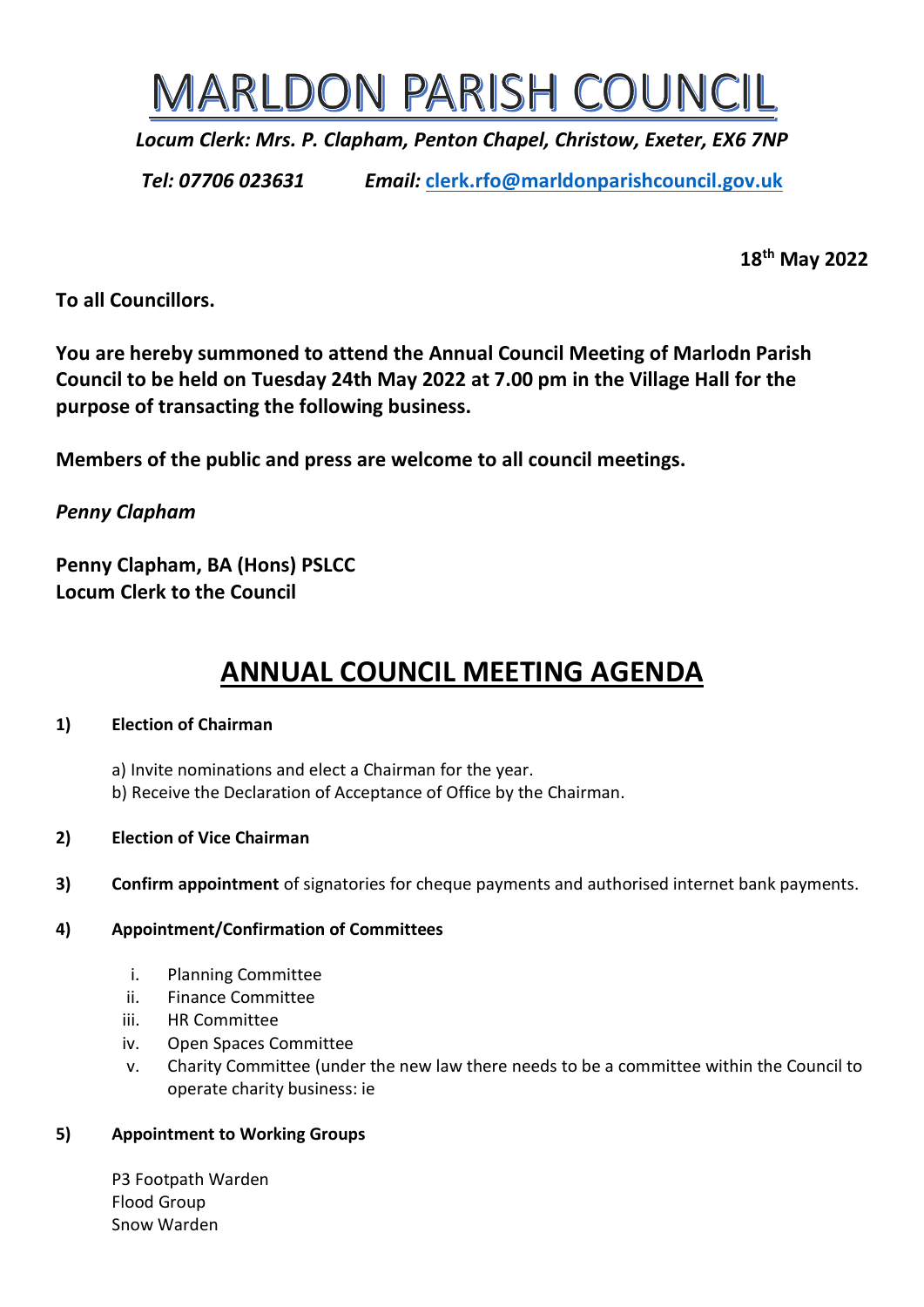# MARLDON PARISH COUNCIL

***Locum Clerk: Mrs. P. Clapham, Penton Chapel, Christow, Exeter, EX6 7NP***

***Tel: 07706 023631 Email: clerk.rfo@marldonparishcouncil.gov.uk***

**18th May 2022**

**To all Councillors.**

**You are hereby summoned to attend the Annual Council Meeting of Marlodn Parish Council to be held on Tuesday 24th May 2022 at 7.00 pm in the Village Hall for the purpose of transacting the following business.**

**Members of the public and press are welcome to all council meetings.**

***Penny Clapham***

**Penny Clapham, BA (Hons) PSLCC**
**Locum Clerk to the Council**

## ANNUAL COUNCIL MEETING AGENDA

**1) Election of Chairman**

a) Invite nominations and elect a Chairman for the year.
b) Receive the Declaration of Acceptance of Office by the Chairman.

**2) Election of Vice Chairman**

**3) Confirm appointment** of signatories for cheque payments and authorised internet bank payments.

**4) Appointment/Confirmation of Committees**

i. Planning Committee
ii. Finance Committee
iii. HR Committee
iv. Open Spaces Committee
v. Charity Committee (under the new law there needs to be a committee within the Council to operate charity business: ie

**5) Appointment to Working Groups**

P3 Footpath Warden
Flood Group
Snow Warden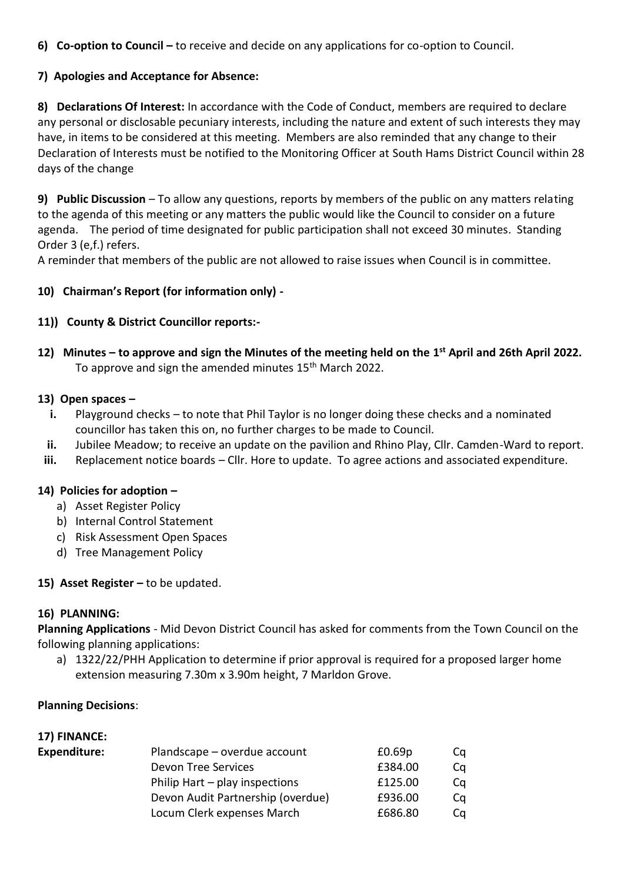**6) Co-option to Council –** to receive and decide on any applications for co-option to Council.

**7) Apologies and Acceptance for Absence:**

**8) Declarations Of Interest:** In accordance with the Code of Conduct, members are required to declare any personal or disclosable pecuniary interests, including the nature and extent of such interests they may have, in items to be considered at this meeting. Members are also reminded that any change to their Declaration of Interests must be notified to the Monitoring Officer at South Hams District Council within 28 days of the change

**9) Public Discussion** – To allow any questions, reports by members of the public on any matters relating to the agenda of this meeting or any matters the public would like the Council to consider on a future agenda. The period of time designated for public participation shall not exceed 30 minutes. Standing Order 3 (e,f.) refers.
A reminder that members of the public are not allowed to raise issues when Council is in committee.

**10) Chairman's Report (for information only) -**

**11)) County & District Councillor reports:-**

**12) Minutes – to approve and sign the Minutes of the meeting held on the 1st April and 26th April 2022.**
To approve and sign the amended minutes 15th March 2022.

**13) Open spaces –**

- **i.** Playground checks – to note that Phil Taylor is no longer doing these checks and a nominated councillor has taken this on, no further charges to be made to Council.
- **ii.** Jubilee Meadow; to receive an update on the pavilion and Rhino Play, Cllr. Camden-Ward to report.
- **iii.** Replacement notice boards – Cllr. Hore to update. To agree actions and associated expenditure.

**14) Policies for adoption –**

a) Asset Register Policy
b) Internal Control Statement
c) Risk Assessment Open Spaces
d) Tree Management Policy

**15) Asset Register –** to be updated.

**16) PLANNING:**

**Planning Applications** - Mid Devon District Council has asked for comments from the Town Council on the following planning applications:

a) 1322/22/PHH Application to determine if prior approval is required for a proposed larger home extension measuring 7.30m x 3.90m height, 7 Marldon Grove.

**Planning Decisions**:

**17) FINANCE:**

| **Expenditure:** | Plandscape – overdue account | £0.69p | Cq |
|---|---|---|---|
| | Devon Tree Services | £384.00 | Cq |
| | Philip Hart – play inspections | £125.00 | Cq |
| | Devon Audit Partnership (overdue) | £936.00 | Cq |
| | Locum Clerk expenses March | £686.80 | Cq |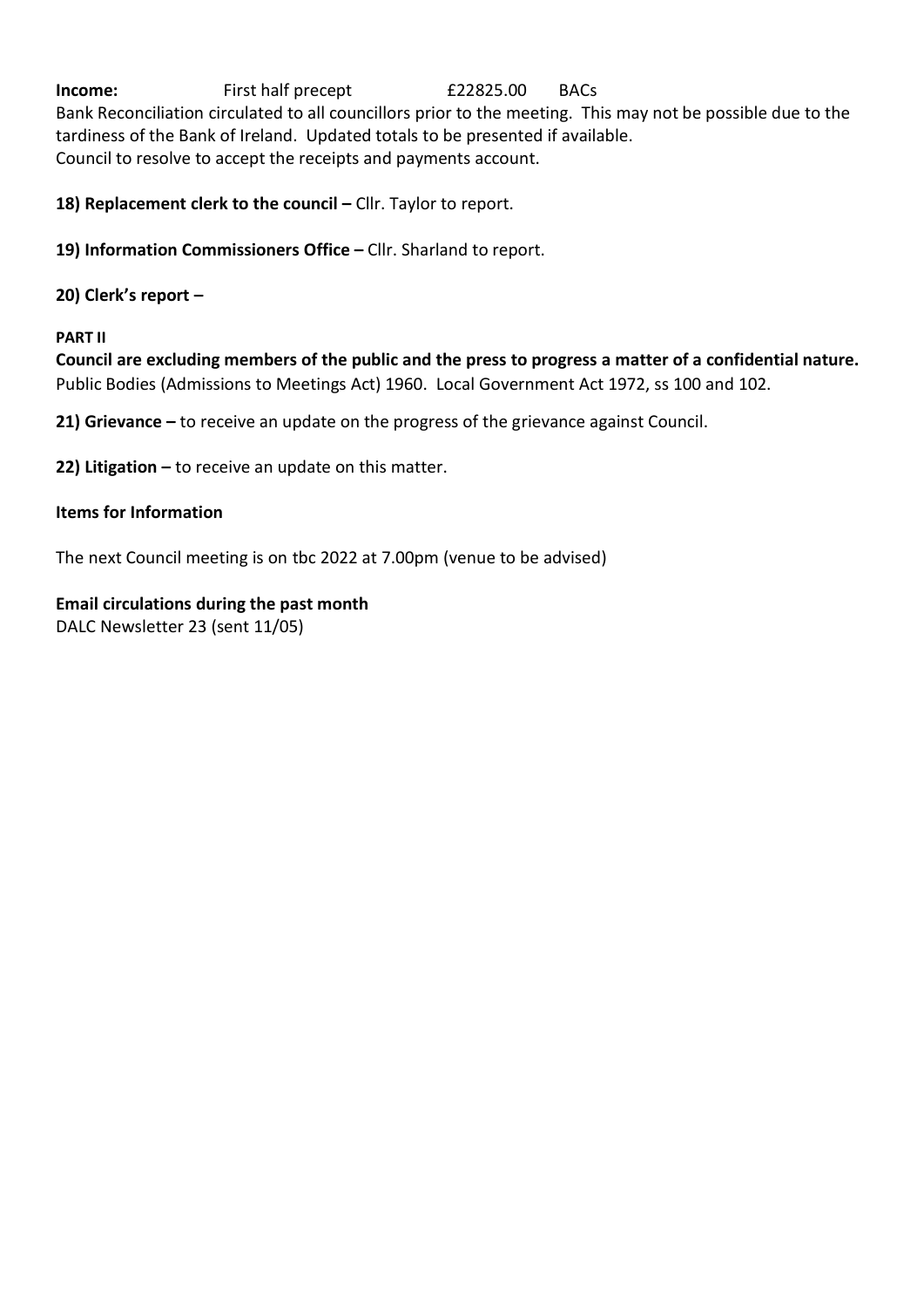**Income:** First half precept £22825.00 BACs

Bank Reconciliation circulated to all councillors prior to the meeting. This may not be possible due to the tardiness of the Bank of Ireland. Updated totals to be presented if available.
Council to resolve to accept the receipts and payments account.

**18) Replacement clerk to the council –** Cllr. Taylor to report.

**19) Information Commissioners Office –** Cllr. Sharland to report.

**20) Clerk's report –**

**PART II**

**Council are excluding members of the public and the press to progress a matter of a confidential nature.**
Public Bodies (Admissions to Meetings Act) 1960. Local Government Act 1972, ss 100 and 102.

**21) Grievance –** to receive an update on the progress of the grievance against Council.

**22) Litigation –** to receive an update on this matter.

**Items for Information**

The next Council meeting is on tbc 2022 at 7.00pm (venue to be advised)

**Email circulations during the past month**

DALC Newsletter 23 (sent 11/05)